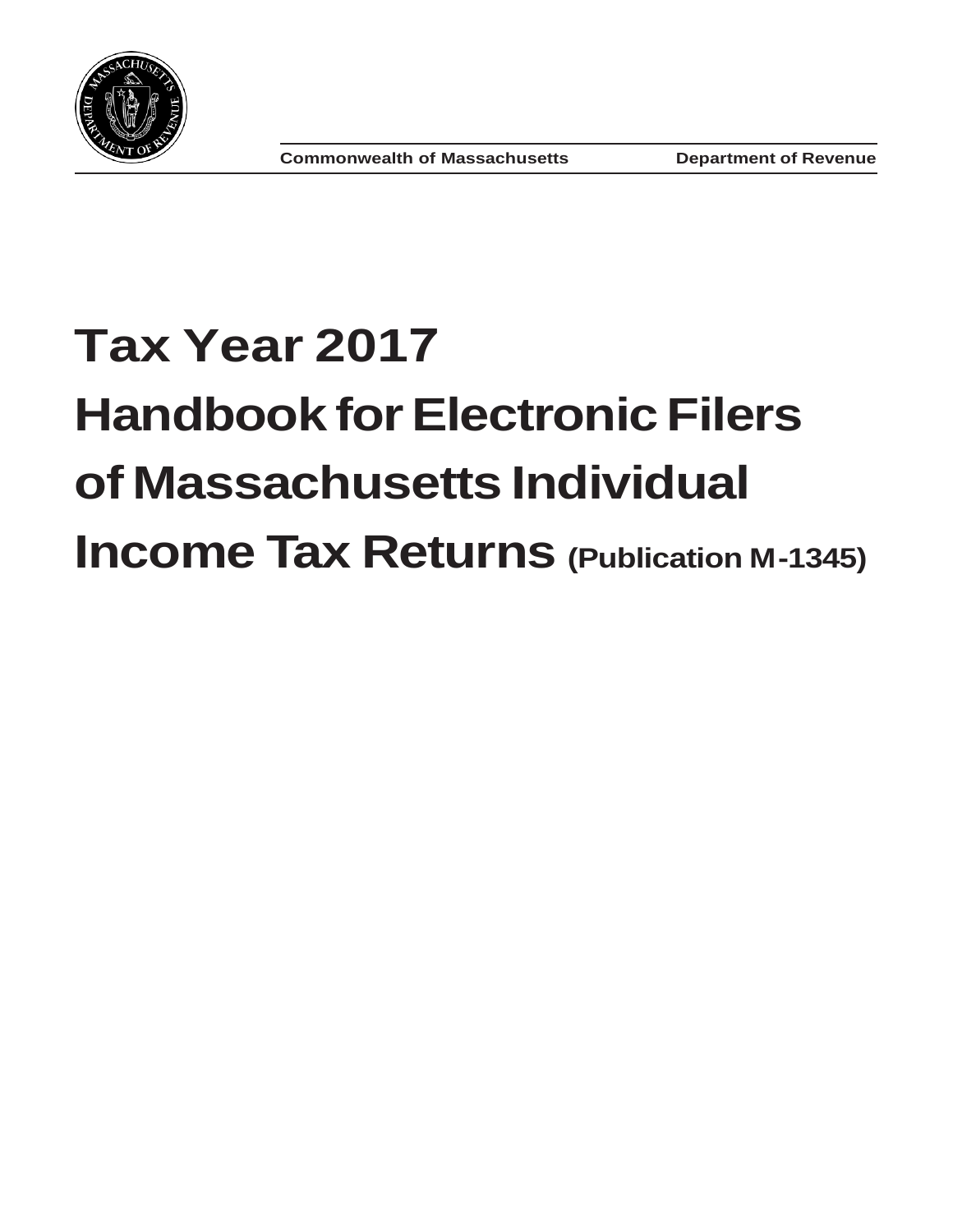Commonwealth of Massachusetts | Department of Revenue

# Tax Year 2017

# Handbook for Electronic Filers of Massachusetts Individual Income Tax Returns (Publication M-1345)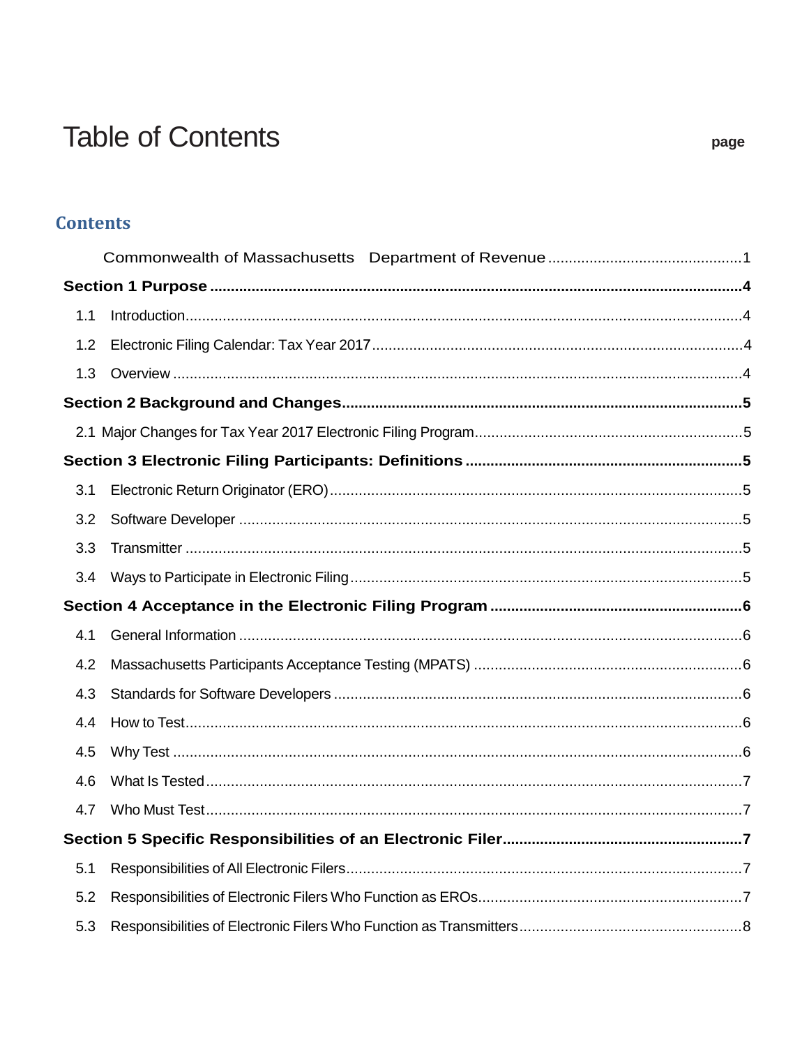# Table of Contents

page

## Contents

Commonwealth of Massachusetts Department of Revenue ............................................. 1

**Section 1 Purpose ............................................................................................................. 4**

1.1 Introduction ............................................................................................................... 4

1.2 Electronic Filing Calendar: Tax Year 2017 ................................................................ 4

1.3 Overview .................................................................................................................... 4

**Section 2 Background and Changes ................................................................................ 5**

2.1 Major Changes for Tax Year 2017 Electronic Filing Program ..................................... 5

**Section 3 Electronic Filing Participants: Definitions ....................................................... 5**

3.1 Electronic Return Originator (ERO) ............................................................................ 5

3.2 Software Developer ..................................................................................................... 5

3.3 Transmitter ................................................................................................................. 5

3.4 Ways to Participate in Electronic Filing ...................................................................... 5

**Section 4 Acceptance in the Electronic Filing Program .................................................. 6**

4.1 General Information .................................................................................................... 6

4.2 Massachusetts Participants Acceptance Testing (MPATS) ......................................... 6

4.3 Standards for Software Developers ............................................................................ 6

4.4 How to Test ................................................................................................................. 6

4.5 Why Test ..................................................................................................................... 6

4.6 What Is Tested ............................................................................................................ 7

4.7 Who Must Test ............................................................................................................ 7

**Section 5 Specific Responsibilities of an Electronic Filer .............................................. 7**

5.1 Responsibilities of All Electronic Filers ........................................................................ 7

5.2 Responsibilities of Electronic Filers Who Function as EROs ....................................... 7

5.3 Responsibilities of Electronic Filers Who Function as Transmitters ............................. 8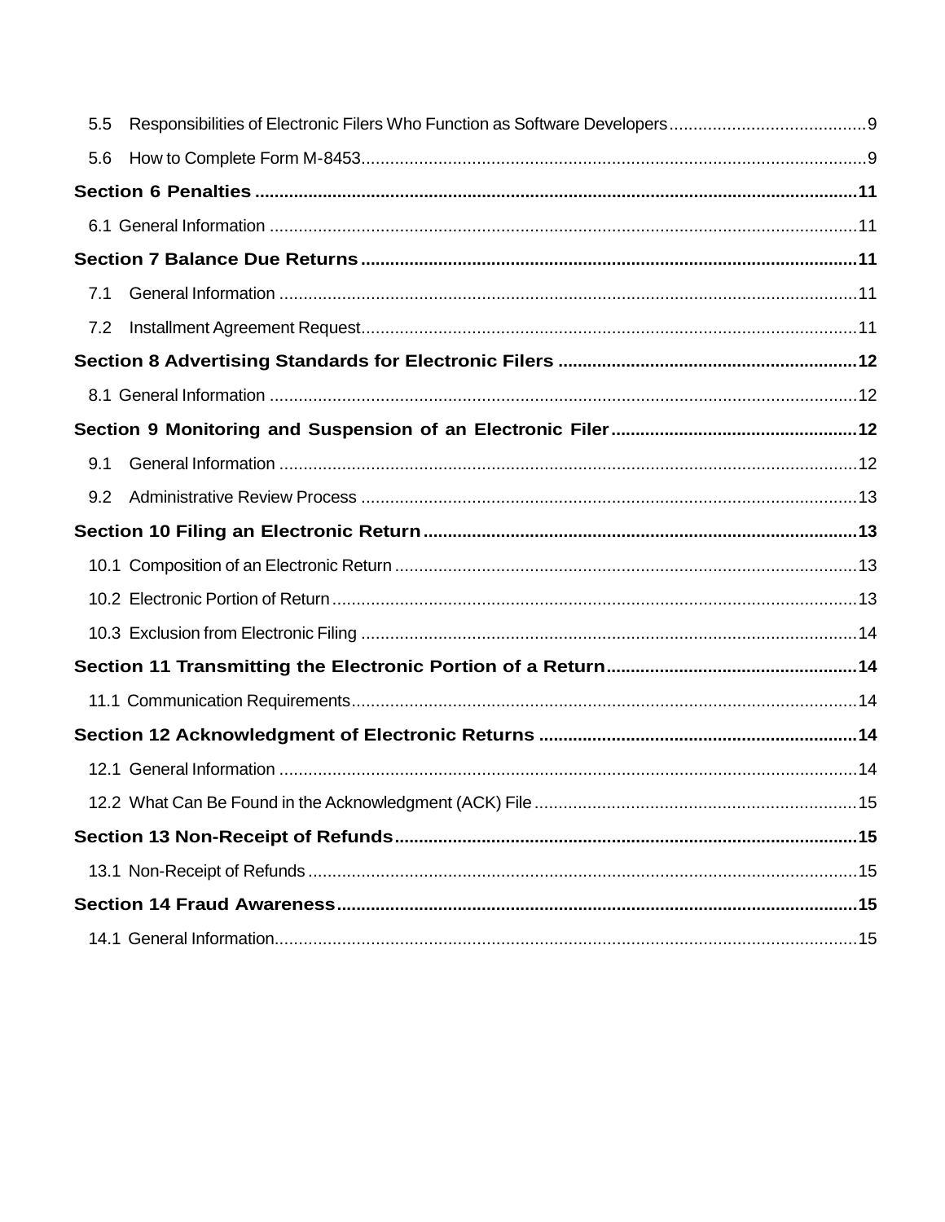5.5 Responsibilities of Electronic Filers Who Function as Software Developers ........................................ 9

5.6 How to Complete Form M-8453 ........................................................................................................ 9

**Section 6 Penalties ........................................................................................................................... 11**

6.1 General Information ......................................................................................................................... 11

**Section 7 Balance Due Returns ...................................................................................................... 11**

7.1 General Information ......................................................................................................................... 11

7.2 Installment Agreement Request ...................................................................................................... 11

**Section 8 Advertising Standards for Electronic Filers ............................................................. 12**

8.1 General Information ......................................................................................................................... 12

**Section 9 Monitoring and Suspension of an Electronic Filer .................................................. 12**

9.1 General Information ......................................................................................................................... 12

9.2 Administrative Review Process ....................................................................................................... 13

**Section 10 Filing an Electronic Return ......................................................................................... 13**

10.1 Composition of an Electronic Return ............................................................................................. 13

10.2 Electronic Portion of Return ............................................................................................................ 13

10.3 Exclusion from Electronic Filing ..................................................................................................... 14

**Section 11 Transmitting the Electronic Portion of a Return ................................................... 14**

11.1 Communication Requirements ........................................................................................................ 14

**Section 12 Acknowledgment of Electronic Returns ................................................................. 14**

12.1 General Information ......................................................................................................................... 14

12.2 What Can Be Found in the Acknowledgment (ACK) File ............................................................. 15

**Section 13 Non-Receipt of Refunds ............................................................................................... 15**

13.1 Non-Receipt of Refunds .................................................................................................................. 15

**Section 14 Fraud Awareness ........................................................................................................... 15**

14.1 General Information ......................................................................................................................... 15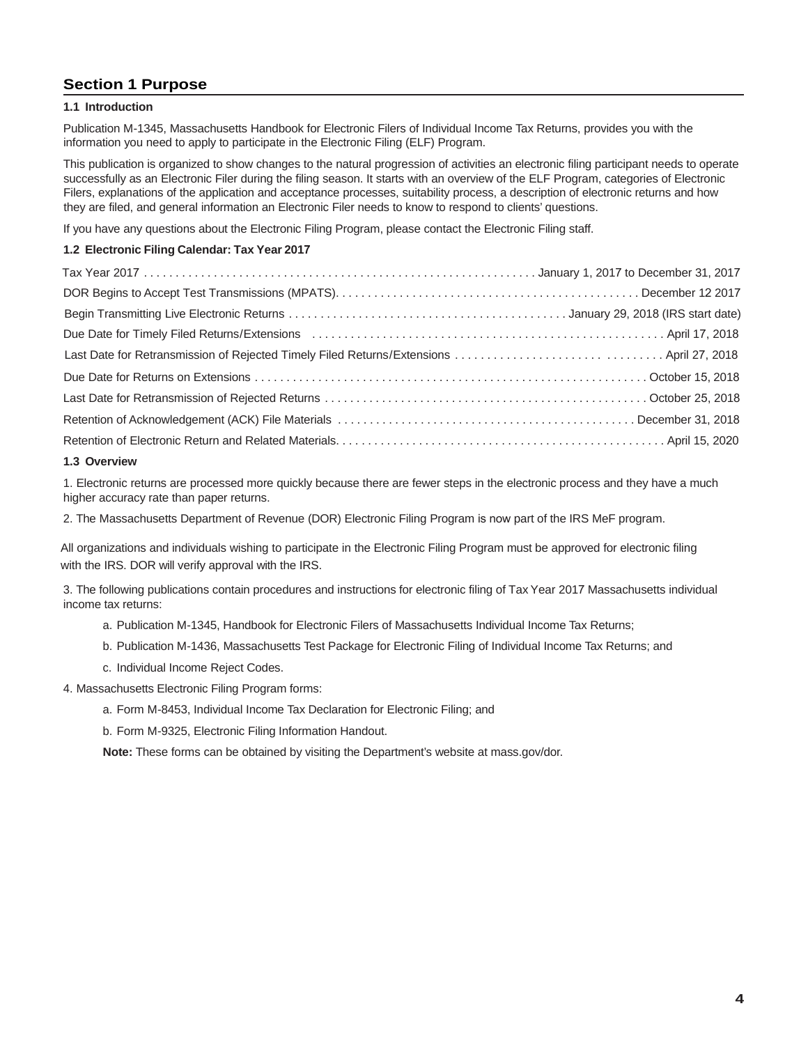## Section 1 Purpose

### 1.1 Introduction

Publication M-1345, Massachusetts Handbook for Electronic Filers of Individual Income Tax Returns, provides you with the information you need to apply to participate in the Electronic Filing (ELF) Program.

This publication is organized to show changes to the natural progression of activities an electronic filing participant needs to operate successfully as an Electronic Filer during the filing season. It starts with an overview of the ELF Program, categories of Electronic Filers, explanations of the application and acceptance processes, suitability process, a description of electronic returns and how they are filed, and general information an Electronic Filer needs to know to respond to clients' questions.

If you have any questions about the Electronic Filing Program, please contact the Electronic Filing staff.

### 1.2 Electronic Filing Calendar: Tax Year 2017

| | |
|---|---|
| Tax Year 2017 | January 1, 2017 to December 31, 2017 |
| DOR Begins to Accept Test Transmissions (MPATS) | December 12 2017 |
| Begin Transmitting Live Electronic Returns | January 29, 2018 (IRS start date) |
| Due Date for Timely Filed Returns/Extensions | April 17, 2018 |
| Last Date for Retransmission of Rejected Timely Filed Returns/Extensions | April 27, 2018 |
| Due Date for Returns on Extensions | October 15, 2018 |
| Last Date for Retransmission of Rejected Returns | October 25, 2018 |
| Retention of Acknowledgement (ACK) File Materials | December 31, 2018 |
| Retention of Electronic Return and Related Materials | April 15, 2020 |

### 1.3 Overview

1. Electronic returns are processed more quickly because there are fewer steps in the electronic process and they have a much higher accuracy rate than paper returns.

2. The Massachusetts Department of Revenue (DOR) Electronic Filing Program is now part of the IRS MeF program.

All organizations and individuals wishing to participate in the Electronic Filing Program must be approved for electronic filing with the IRS. DOR will verify approval with the IRS.

3. The following publications contain procedures and instructions for electronic filing of Tax Year 2017 Massachusetts individual income tax returns:

   a. Publication M-1345, Handbook for Electronic Filers of Massachusetts Individual Income Tax Returns;

   b. Publication M-1436, Massachusetts Test Package for Electronic Filing of Individual Income Tax Returns; and

   c. Individual Income Reject Codes.

4. Massachusetts Electronic Filing Program forms:

   a. Form M-8453, Individual Income Tax Declaration for Electronic Filing; and

   b. Form M-9325, Electronic Filing Information Handout.

   **Note:** These forms can be obtained by visiting the Department's website at mass.gov/dor.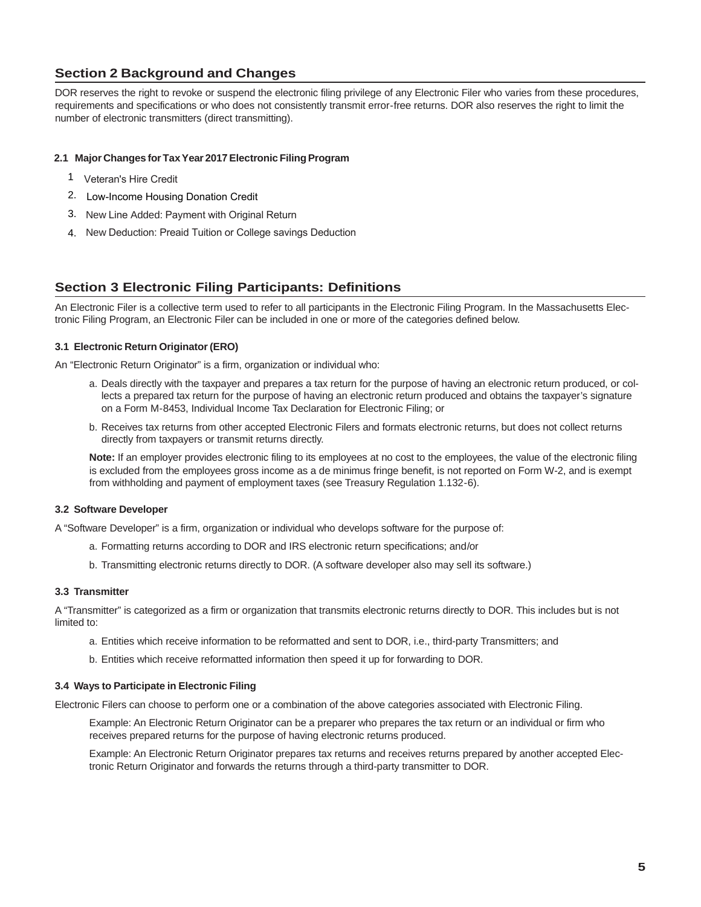## Section 2 Background and Changes

DOR reserves the right to revoke or suspend the electronic filing privilege of any Electronic Filer who varies from these procedures, requirements and specifications or who does not consistently transmit error-free returns. DOR also reserves the right to limit the number of electronic transmitters (direct transmitting).

### 2.1 Major Changes for Tax Year 2017 Electronic Filing Program

1. Veteran's Hire Credit
2. Low-Income Housing Donation Credit
3. New Line Added: Payment with Original Return
4. New Deduction: Preaid Tuition or College savings Deduction

## Section 3 Electronic Filing Participants: Definitions

An Electronic Filer is a collective term used to refer to all participants in the Electronic Filing Program. In the Massachusetts Electronic Filing Program, an Electronic Filer can be included in one or more of the categories defined below.

### 3.1 Electronic Return Originator (ERO)

An "Electronic Return Originator" is a firm, organization or individual who:

a. Deals directly with the taxpayer and prepares a tax return for the purpose of having an electronic return produced, or collects a prepared tax return for the purpose of having an electronic return produced and obtains the taxpayer's signature on a Form M-8453, Individual Income Tax Declaration for Electronic Filing; or

b. Receives tax returns from other accepted Electronic Filers and formats electronic returns, but does not collect returns directly from taxpayers or transmit returns directly.

**Note:** If an employer provides electronic filing to its employees at no cost to the employees, the value of the electronic filing is excluded from the employees gross income as a de minimus fringe benefit, is not reported on Form W-2, and is exempt from withholding and payment of employment taxes (see Treasury Regulation 1.132-6).

### 3.2 Software Developer

A "Software Developer" is a firm, organization or individual who develops software for the purpose of:

a. Formatting returns according to DOR and IRS electronic return specifications; and/or

b. Transmitting electronic returns directly to DOR. (A software developer also may sell its software.)

### 3.3 Transmitter

A "Transmitter" is categorized as a firm or organization that transmits electronic returns directly to DOR. This includes but is not limited to:

a. Entities which receive information to be reformatted and sent to DOR, i.e., third-party Transmitters; and

b. Entities which receive reformatted information then speed it up for forwarding to DOR.

### 3.4 Ways to Participate in Electronic Filing

Electronic Filers can choose to perform one or a combination of the above categories associated with Electronic Filing.

Example: An Electronic Return Originator can be a preparer who prepares the tax return or an individual or firm who receives prepared returns for the purpose of having electronic returns produced.

Example: An Electronic Return Originator prepares tax returns and receives returns prepared by another accepted Electronic Return Originator and forwards the returns through a third-party transmitter to DOR.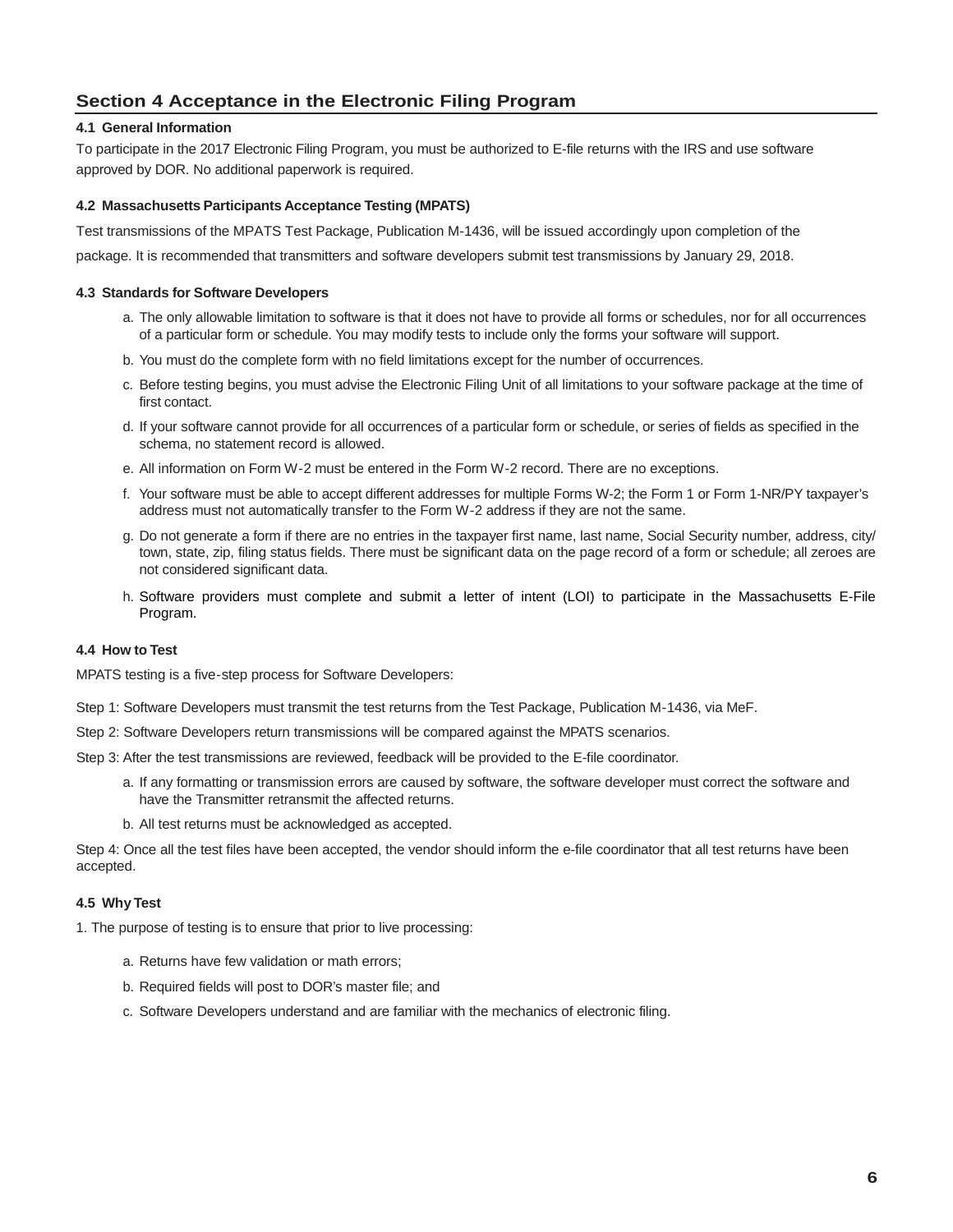## Section 4 Acceptance in the Electronic Filing Program

### 4.1 General Information

To participate in the 2017 Electronic Filing Program, you must be authorized to E-file returns with the IRS and use software approved by DOR. No additional paperwork is required.

### 4.2 Massachusetts Participants Acceptance Testing (MPATS)

Test transmissions of the MPATS Test Package, Publication M-1436, will be issued accordingly upon completion of the package. It is recommended that transmitters and software developers submit test transmissions by January 29, 2018.

### 4.3 Standards for Software Developers

a. The only allowable limitation to software is that it does not have to provide all forms or schedules, nor for all occurrences of a particular form or schedule. You may modify tests to include only the forms your software will support.

b. You must do the complete form with no field limitations except for the number of occurrences.

c. Before testing begins, you must advise the Electronic Filing Unit of all limitations to your software package at the time of first contact.

d. If your software cannot provide for all occurrences of a particular form or schedule, or series of fields as specified in the schema, no statement record is allowed.

e. All information on Form W-2 must be entered in the Form W-2 record. There are no exceptions.

f. Your software must be able to accept different addresses for multiple Forms W-2; the Form 1 or Form 1-NR/PY taxpayer's address must not automatically transfer to the Form W-2 address if they are not the same.

g. Do not generate a form if there are no entries in the taxpayer first name, last name, Social Security number, address, city/town, state, zip, filing status fields. There must be significant data on the page record of a form or schedule; all zeroes are not considered significant data.

h. Software providers must complete and submit a letter of intent (LOI) to participate in the Massachusetts E-File Program.

### 4.4 How to Test

MPATS testing is a five-step process for Software Developers:

Step 1: Software Developers must transmit the test returns from the Test Package, Publication M-1436, via MeF.

Step 2: Software Developers return transmissions will be compared against the MPATS scenarios.

Step 3: After the test transmissions are reviewed, feedback will be provided to the E-file coordinator.

a. If any formatting or transmission errors are caused by software, the software developer must correct the software and have the Transmitter retransmit the affected returns.

b. All test returns must be acknowledged as accepted.

Step 4: Once all the test files have been accepted, the vendor should inform the e-file coordinator that all test returns have been accepted.

### 4.5 Why Test

1. The purpose of testing is to ensure that prior to live processing:

a. Returns have few validation or math errors;

b. Required fields will post to DOR's master file; and

c. Software Developers understand and are familiar with the mechanics of electronic filing.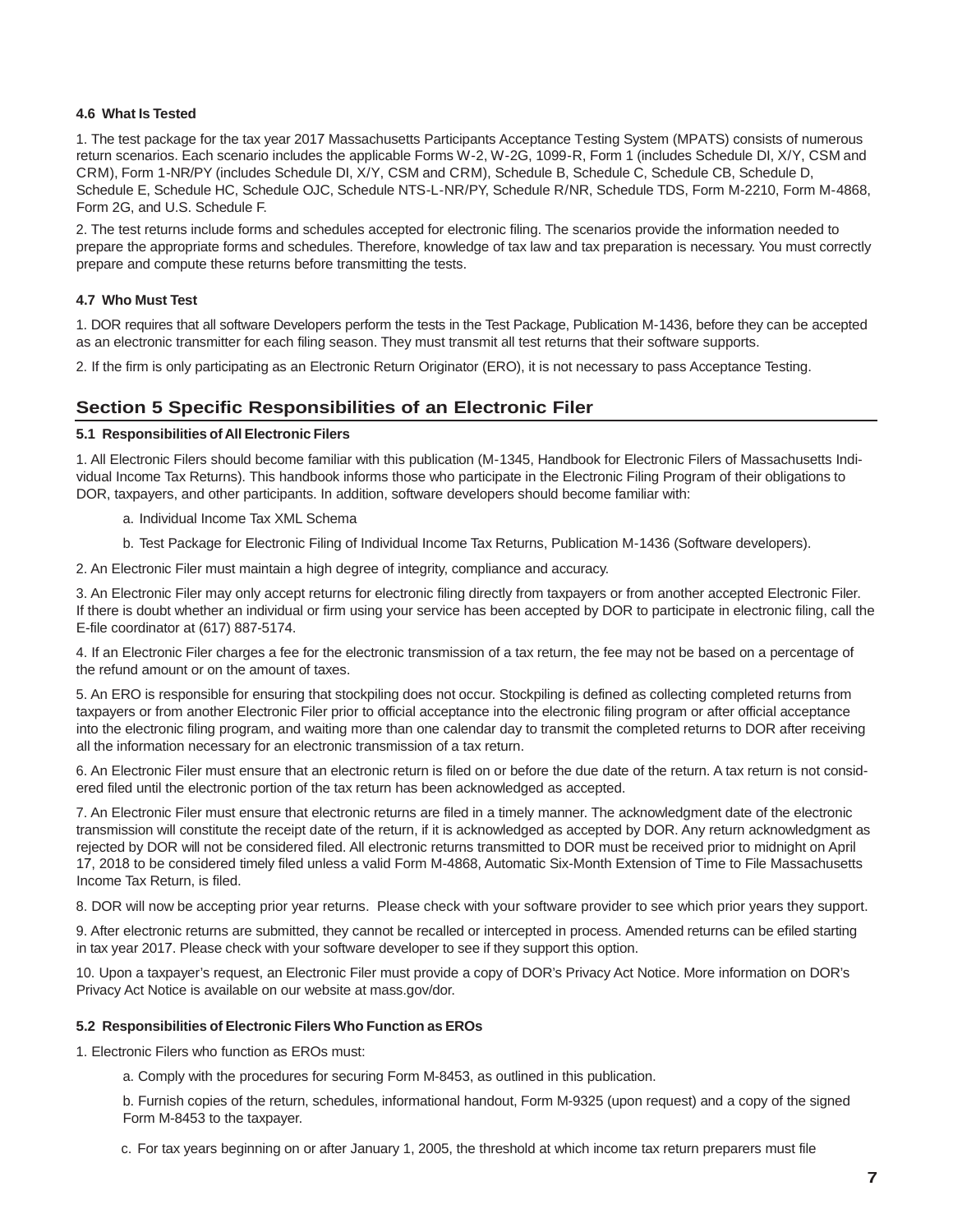#### 4.6 What Is Tested

1. The test package for the tax year 2017 Massachusetts Participants Acceptance Testing System (MPATS) consists of numerous return scenarios. Each scenario includes the applicable Forms W-2, W-2G, 1099-R, Form 1 (includes Schedule DI, X/Y, CSM and CRM), Form 1-NR/PY (includes Schedule DI, X/Y, CSM and CRM), Schedule B, Schedule C, Schedule CB, Schedule D, Schedule E, Schedule HC, Schedule OJC, Schedule NTS-L-NR/PY, Schedule R/NR, Schedule TDS, Form M-2210, Form M-4868, Form 2G, and U.S. Schedule F.

2. The test returns include forms and schedules accepted for electronic filing. The scenarios provide the information needed to prepare the appropriate forms and schedules. Therefore, knowledge of tax law and tax preparation is necessary. You must correctly prepare and compute these returns before transmitting the tests.

#### 4.7 Who Must Test

1. DOR requires that all software Developers perform the tests in the Test Package, Publication M-1436, before they can be accepted as an electronic transmitter for each filing season. They must transmit all test returns that their software supports.

2. If the firm is only participating as an Electronic Return Originator (ERO), it is not necessary to pass Acceptance Testing.

## Section 5 Specific Responsibilities of an Electronic Filer

#### 5.1 Responsibilities of All Electronic Filers

1. All Electronic Filers should become familiar with this publication (M-1345, Handbook for Electronic Filers of Massachusetts Individual Income Tax Returns). This handbook informs those who participate in the Electronic Filing Program of their obligations to DOR, taxpayers, and other participants. In addition, software developers should become familiar with:

   a. Individual Income Tax XML Schema

   b. Test Package for Electronic Filing of Individual Income Tax Returns, Publication M-1436 (Software developers).

2. An Electronic Filer must maintain a high degree of integrity, compliance and accuracy.

3. An Electronic Filer may only accept returns for electronic filing directly from taxpayers or from another accepted Electronic Filer. If there is doubt whether an individual or firm using your service has been accepted by DOR to participate in electronic filing, call the E-file coordinator at (617) 887-5174.

4. If an Electronic Filer charges a fee for the electronic transmission of a tax return, the fee may not be based on a percentage of the refund amount or on the amount of taxes.

5. An ERO is responsible for ensuring that stockpiling does not occur. Stockpiling is defined as collecting completed returns from taxpayers or from another Electronic Filer prior to official acceptance into the electronic filing program or after official acceptance into the electronic filing program, and waiting more than one calendar day to transmit the completed returns to DOR after receiving all the information necessary for an electronic transmission of a tax return.

6. An Electronic Filer must ensure that an electronic return is filed on or before the due date of the return. A tax return is not considered filed until the electronic portion of the tax return has been acknowledged as accepted.

7. An Electronic Filer must ensure that electronic returns are filed in a timely manner. The acknowledgment date of the electronic transmission will constitute the receipt date of the return, if it is acknowledged as accepted by DOR. Any return acknowledgment as rejected by DOR will not be considered filed. All electronic returns transmitted to DOR must be received prior to midnight on April 17, 2018 to be considered timely filed unless a valid Form M-4868, Automatic Six-Month Extension of Time to File Massachusetts Income Tax Return, is filed.

8. DOR will now be accepting prior year returns. Please check with your software provider to see which prior years they support.

9. After electronic returns are submitted, they cannot be recalled or intercepted in process. Amended returns can be efiled starting in tax year 2017. Please check with your software developer to see if they support this option.

10. Upon a taxpayer's request, an Electronic Filer must provide a copy of DOR's Privacy Act Notice. More information on DOR's Privacy Act Notice is available on our website at mass.gov/dor.

#### 5.2 Responsibilities of Electronic Filers Who Function as EROs

1. Electronic Filers who function as EROs must:

   a. Comply with the procedures for securing Form M-8453, as outlined in this publication.

   b. Furnish copies of the return, schedules, informational handout, Form M-9325 (upon request) and a copy of the signed Form M-8453 to the taxpayer.

   c. For tax years beginning on or after January 1, 2005, the threshold at which income tax return preparers must file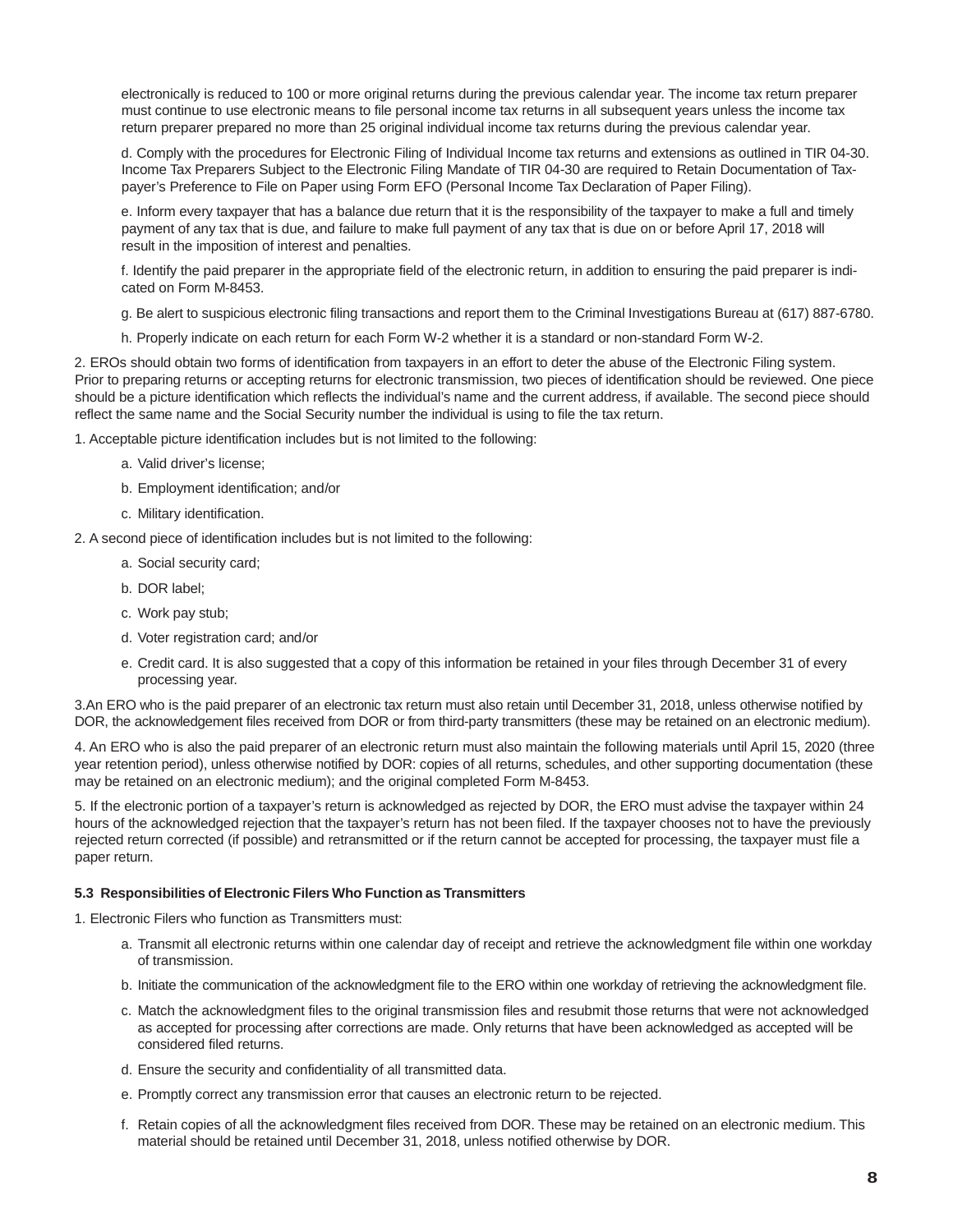electronically is reduced to 100 or more original returns during the previous calendar year. The income tax return preparer must continue to use electronic means to file personal income tax returns in all subsequent years unless the income tax return preparer prepared no more than 25 original individual income tax returns during the previous calendar year.

d. Comply with the procedures for Electronic Filing of Individual Income tax returns and extensions as outlined in TIR 04-30. Income Tax Preparers Subject to the Electronic Filing Mandate of TIR 04-30 are required to Retain Documentation of Taxpayer's Preference to File on Paper using Form EFO (Personal Income Tax Declaration of Paper Filing).

e. Inform every taxpayer that has a balance due return that it is the responsibility of the taxpayer to make a full and timely payment of any tax that is due, and failure to make full payment of any tax that is due on or before April 17, 2018 will result in the imposition of interest and penalties.

f. Identify the paid preparer in the appropriate field of the electronic return, in addition to ensuring the paid preparer is indicated on Form M-8453.

g. Be alert to suspicious electronic filing transactions and report them to the Criminal Investigations Bureau at (617) 887-6780.

h. Properly indicate on each return for each Form W-2 whether it is a standard or non-standard Form W-2.

2. EROs should obtain two forms of identification from taxpayers in an effort to deter the abuse of the Electronic Filing system. Prior to preparing returns or accepting returns for electronic transmission, two pieces of identification should be reviewed. One piece should be a picture identification which reflects the individual's name and the current address, if available. The second piece should reflect the same name and the Social Security number the individual is using to file the tax return.

1. Acceptable picture identification includes but is not limited to the following:

   a. Valid driver's license;

   b. Employment identification; and/or

   c. Military identification.

2. A second piece of identification includes but is not limited to the following:

   a. Social security card;

   b. DOR label;

   c. Work pay stub;

   d. Voter registration card; and/or

   e. Credit card. It is also suggested that a copy of this information be retained in your files through December 31 of every processing year.

3.An ERO who is the paid preparer of an electronic tax return must also retain until December 31, 2018, unless otherwise notified by DOR, the acknowledgement files received from DOR or from third-party transmitters (these may be retained on an electronic medium).

4. An ERO who is also the paid preparer of an electronic return must also maintain the following materials until April 15, 2020 (three year retention period), unless otherwise notified by DOR: copies of all returns, schedules, and other supporting documentation (these may be retained on an electronic medium); and the original completed Form M-8453.

5. If the electronic portion of a taxpayer's return is acknowledged as rejected by DOR, the ERO must advise the taxpayer within 24 hours of the acknowledged rejection that the taxpayer's return has not been filed. If the taxpayer chooses not to have the previously rejected return corrected (if possible) and retransmitted or if the return cannot be accepted for processing, the taxpayer must file a paper return.

#### 5.3 Responsibilities of Electronic Filers Who Function as Transmitters

1. Electronic Filers who function as Transmitters must:

   a. Transmit all electronic returns within one calendar day of receipt and retrieve the acknowledgment file within one workday of transmission.

   b. Initiate the communication of the acknowledgment file to the ERO within one workday of retrieving the acknowledgment file.

   c. Match the acknowledgment files to the original transmission files and resubmit those returns that were not acknowledged as accepted for processing after corrections are made. Only returns that have been acknowledged as accepted will be considered filed returns.

   d. Ensure the security and confidentiality of all transmitted data.

   e. Promptly correct any transmission error that causes an electronic return to be rejected.

   f. Retain copies of all the acknowledgment files received from DOR. These may be retained on an electronic medium. This material should be retained until December 31, 2018, unless notified otherwise by DOR.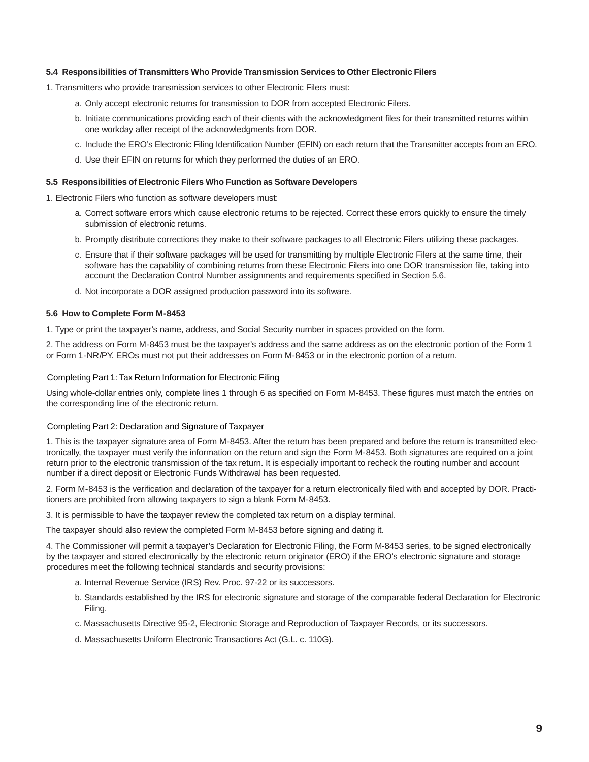### 5.4 Responsibilities of Transmitters Who Provide Transmission Services to Other Electronic Filers

1. Transmitters who provide transmission services to other Electronic Filers must:

   a. Only accept electronic returns for transmission to DOR from accepted Electronic Filers.

   b. Initiate communications providing each of their clients with the acknowledgment files for their transmitted returns within one workday after receipt of the acknowledgments from DOR.

   c. Include the ERO's Electronic Filing Identification Number (EFIN) on each return that the Transmitter accepts from an ERO.

   d. Use their EFIN on returns for which they performed the duties of an ERO.

### 5.5 Responsibilities of Electronic Filers Who Function as Software Developers

1. Electronic Filers who function as software developers must:

   a. Correct software errors which cause electronic returns to be rejected. Correct these errors quickly to ensure the timely submission of electronic returns.

   b. Promptly distribute corrections they make to their software packages to all Electronic Filers utilizing these packages.

   c. Ensure that if their software packages will be used for transmitting by multiple Electronic Filers at the same time, their software has the capability of combining returns from these Electronic Filers into one DOR transmission file, taking into account the Declaration Control Number assignments and requirements specified in Section 5.6.

   d. Not incorporate a DOR assigned production password into its software.

### 5.6 How to Complete Form M-8453

1. Type or print the taxpayer's name, address, and Social Security number in spaces provided on the form.

2. The address on Form M-8453 must be the taxpayer's address and the same address as on the electronic portion of the Form 1 or Form 1-NR/PY. EROs must not put their addresses on Form M-8453 or in the electronic portion of a return.

#### Completing Part 1: Tax Return Information for Electronic Filing

Using whole-dollar entries only, complete lines 1 through 6 as specified on Form M-8453. These figures must match the entries on the corresponding line of the electronic return.

#### Completing Part 2: Declaration and Signature of Taxpayer

1. This is the taxpayer signature area of Form M-8453. After the return has been prepared and before the return is transmitted electronically, the taxpayer must verify the information on the return and sign the Form M-8453. Both signatures are required on a joint return prior to the electronic transmission of the tax return. It is especially important to recheck the routing number and account number if a direct deposit or Electronic Funds Withdrawal has been requested.

2. Form M-8453 is the verification and declaration of the taxpayer for a return electronically filed with and accepted by DOR. Practitioners are prohibited from allowing taxpayers to sign a blank Form M-8453.

3. It is permissible to have the taxpayer review the completed tax return on a display terminal.

The taxpayer should also review the completed Form M-8453 before signing and dating it.

4. The Commissioner will permit a taxpayer's Declaration for Electronic Filing, the Form M-8453 series, to be signed electronically by the taxpayer and stored electronically by the electronic return originator (ERO) if the ERO's electronic signature and storage procedures meet the following technical standards and security provisions:

   a. Internal Revenue Service (IRS) Rev. Proc. 97-22 or its successors.

   b. Standards established by the IRS for electronic signature and storage of the comparable federal Declaration for Electronic Filing.

   c. Massachusetts Directive 95-2, Electronic Storage and Reproduction of Taxpayer Records, or its successors.

   d. Massachusetts Uniform Electronic Transactions Act (G.L. c. 110G).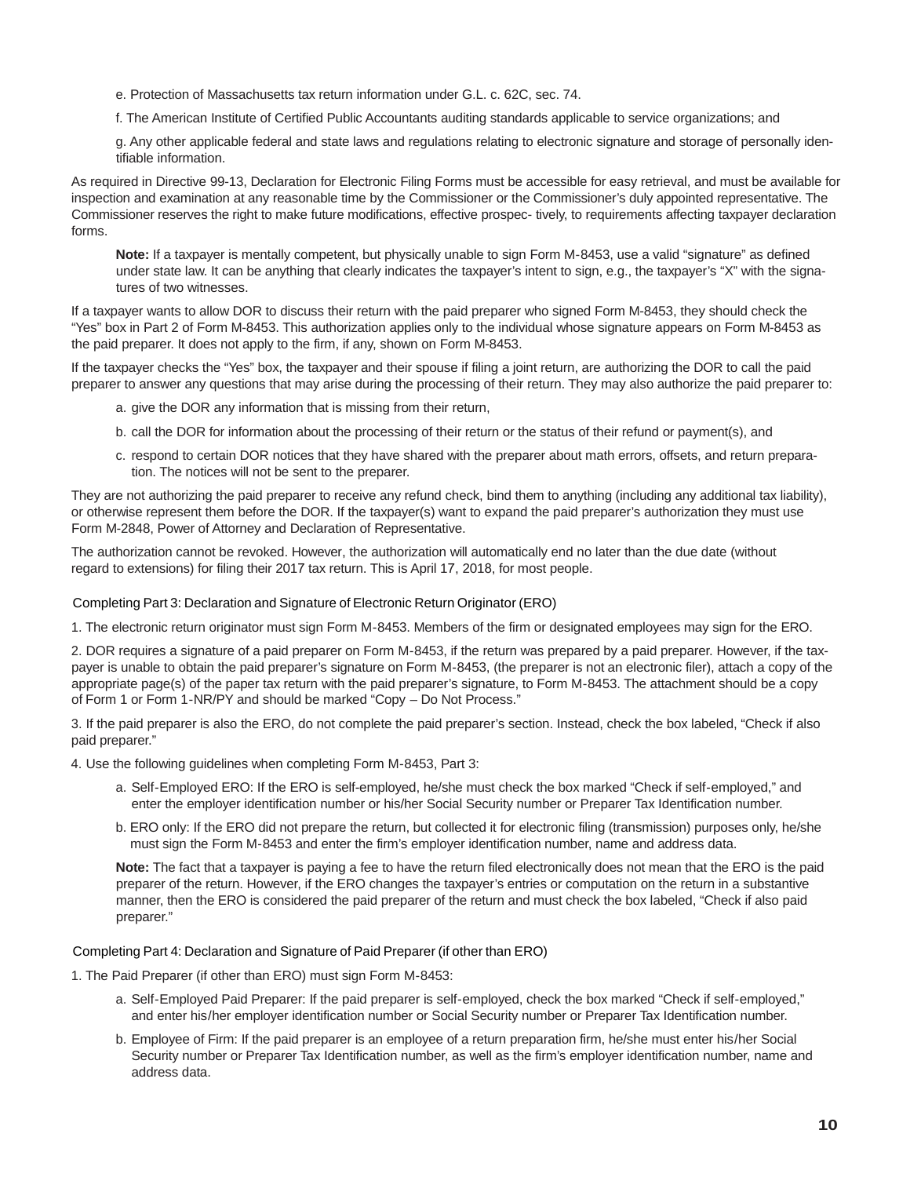e. Protection of Massachusetts tax return information under G.L. c. 62C, sec. 74.

f. The American Institute of Certified Public Accountants auditing standards applicable to service organizations; and

g. Any other applicable federal and state laws and regulations relating to electronic signature and storage of personally identifiable information.

As required in Directive 99-13, Declaration for Electronic Filing Forms must be accessible for easy retrieval, and must be available for inspection and examination at any reasonable time by the Commissioner or the Commissioner's duly appointed representative. The Commissioner reserves the right to make future modifications, effective prospec- tively, to requirements affecting taxpayer declaration forms.

**Note:** If a taxpayer is mentally competent, but physically unable to sign Form M-8453, use a valid "signature" as defined under state law. It can be anything that clearly indicates the taxpayer's intent to sign, e.g., the taxpayer's "X" with the signatures of two witnesses.

If a taxpayer wants to allow DOR to discuss their return with the paid preparer who signed Form M-8453, they should check the "Yes" box in Part 2 of Form M-8453. This authorization applies only to the individual whose signature appears on Form M-8453 as the paid preparer. It does not apply to the firm, if any, shown on Form M-8453.

If the taxpayer checks the "Yes" box, the taxpayer and their spouse if filing a joint return, are authorizing the DOR to call the paid preparer to answer any questions that may arise during the processing of their return. They may also authorize the paid preparer to:

a. give the DOR any information that is missing from their return,

b. call the DOR for information about the processing of their return or the status of their refund or payment(s), and

c. respond to certain DOR notices that they have shared with the preparer about math errors, offsets, and return preparation. The notices will not be sent to the preparer.

They are not authorizing the paid preparer to receive any refund check, bind them to anything (including any additional tax liability), or otherwise represent them before the DOR. If the taxpayer(s) want to expand the paid preparer's authorization they must use Form M-2848, Power of Attorney and Declaration of Representative.

The authorization cannot be revoked. However, the authorization will automatically end no later than the due date (without regard to extensions) for filing their 2017 tax return. This is April 17, 2018, for most people.

### Completing Part 3: Declaration and Signature of Electronic Return Originator (ERO)

1. The electronic return originator must sign Form M-8453. Members of the firm or designated employees may sign for the ERO.

2. DOR requires a signature of a paid preparer on Form M-8453, if the return was prepared by a paid preparer. However, if the taxpayer is unable to obtain the paid preparer's signature on Form M-8453, (the preparer is not an electronic filer), attach a copy of the appropriate page(s) of the paper tax return with the paid preparer's signature, to Form M-8453. The attachment should be a copy of Form 1 or Form 1-NR/PY and should be marked "Copy – Do Not Process."

3. If the paid preparer is also the ERO, do not complete the paid preparer's section. Instead, check the box labeled, "Check if also paid preparer."

4. Use the following guidelines when completing Form M-8453, Part 3:

   a. Self-Employed ERO: If the ERO is self-employed, he/she must check the box marked "Check if self-employed," and enter the employer identification number or his/her Social Security number or Preparer Tax Identification number.

   b. ERO only: If the ERO did not prepare the return, but collected it for electronic filing (transmission) purposes only, he/she must sign the Form M-8453 and enter the firm's employer identification number, name and address data.

   **Note:** The fact that a taxpayer is paying a fee to have the return filed electronically does not mean that the ERO is the paid preparer of the return. However, if the ERO changes the taxpayer's entries or computation on the return in a substantive manner, then the ERO is considered the paid preparer of the return and must check the box labeled, "Check if also paid preparer."

### Completing Part 4: Declaration and Signature of Paid Preparer (if other than ERO)

1. The Paid Preparer (if other than ERO) must sign Form M-8453:

   a. Self-Employed Paid Preparer: If the paid preparer is self-employed, check the box marked "Check if self-employed," and enter his/her employer identification number or Social Security number or Preparer Tax Identification number.

   b. Employee of Firm: If the paid preparer is an employee of a return preparation firm, he/she must enter his/her Social Security number or Preparer Tax Identification number, as well as the firm's employer identification number, name and address data.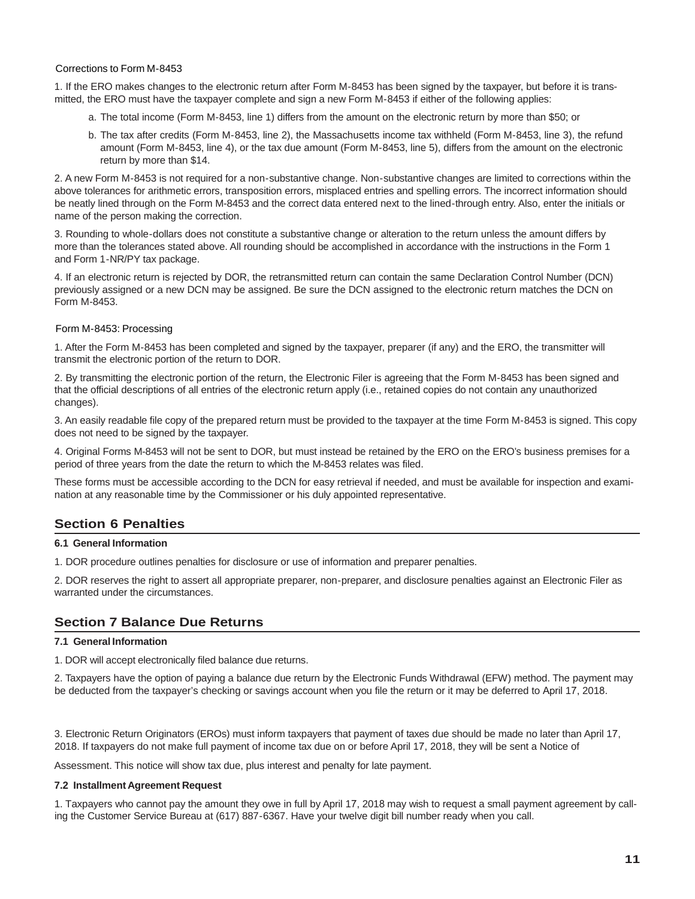### Corrections to Form M-8453

1. If the ERO makes changes to the electronic return after Form M-8453 has been signed by the taxpayer, but before it is transmitted, the ERO must have the taxpayer complete and sign a new Form M-8453 if either of the following applies:

   a. The total income (Form M-8453, line 1) differs from the amount on the electronic return by more than $50; or

   b. The tax after credits (Form M-8453, line 2), the Massachusetts income tax withheld (Form M-8453, line 3), the refund amount (Form M-8453, line 4), or the tax due amount (Form M-8453, line 5), differs from the amount on the electronic return by more than $14.

2. A new Form M-8453 is not required for a non-substantive change. Non-substantive changes are limited to corrections within the above tolerances for arithmetic errors, transposition errors, misplaced entries and spelling errors. The incorrect information should be neatly lined through on the Form M-8453 and the correct data entered next to the lined-through entry. Also, enter the initials or name of the person making the correction.

3. Rounding to whole-dollars does not constitute a substantive change or alteration to the return unless the amount differs by more than the tolerances stated above. All rounding should be accomplished in accordance with the instructions in the Form 1 and Form 1-NR/PY tax package.

4. If an electronic return is rejected by DOR, the retransmitted return can contain the same Declaration Control Number (DCN) previously assigned or a new DCN may be assigned. Be sure the DCN assigned to the electronic return matches the DCN on Form M-8453.

### Form M-8453: Processing

1. After the Form M-8453 has been completed and signed by the taxpayer, preparer (if any) and the ERO, the transmitter will transmit the electronic portion of the return to DOR.

2. By transmitting the electronic portion of the return, the Electronic Filer is agreeing that the Form M-8453 has been signed and that the official descriptions of all entries of the electronic return apply (i.e., retained copies do not contain any unauthorized changes).

3. An easily readable file copy of the prepared return must be provided to the taxpayer at the time Form M-8453 is signed. This copy does not need to be signed by the taxpayer.

4. Original Forms M-8453 will not be sent to DOR, but must instead be retained by the ERO on the ERO's business premises for a period of three years from the date the return to which the M-8453 relates was filed.

These forms must be accessible according to the DCN for easy retrieval if needed, and must be available for inspection and examination at any reasonable time by the Commissioner or his duly appointed representative.

## Section 6 Penalties

#### 6.1 General Information

1. DOR procedure outlines penalties for disclosure or use of information and preparer penalties.

2. DOR reserves the right to assert all appropriate preparer, non-preparer, and disclosure penalties against an Electronic Filer as warranted under the circumstances.

## Section 7 Balance Due Returns

#### 7.1 General Information

1. DOR will accept electronically filed balance due returns.

2. Taxpayers have the option of paying a balance due return by the Electronic Funds Withdrawal (EFW) method. The payment may be deducted from the taxpayer's checking or savings account when you file the return or it may be deferred to April 17, 2018.

3. Electronic Return Originators (EROs) must inform taxpayers that payment of taxes due should be made no later than April 17, 2018. If taxpayers do not make full payment of income tax due on or before April 17, 2018, they will be sent a Notice of Assessment. This notice will show tax due, plus interest and penalty for late payment.

#### 7.2 Installment Agreement Request

1. Taxpayers who cannot pay the amount they owe in full by April 17, 2018 may wish to request a small payment agreement by calling the Customer Service Bureau at (617) 887-6367. Have your twelve digit bill number ready when you call.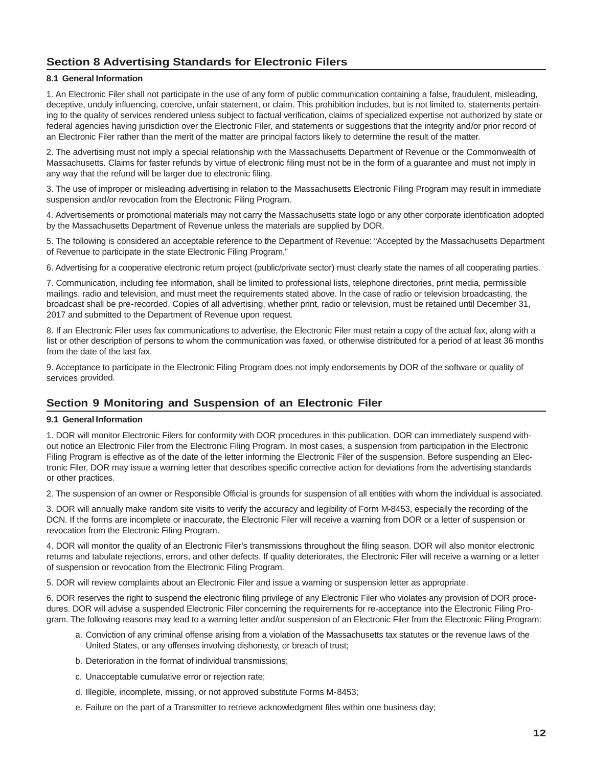## Section 8 Advertising Standards for Electronic Filers

### 8.1 General Information

1. An Electronic Filer shall not participate in the use of any form of public communication containing a false, fraudulent, misleading, deceptive, unduly influencing, coercive, unfair statement, or claim. This prohibition includes, but is not limited to, statements pertaining to the quality of services rendered unless subject to factual verification, claims of specialized expertise not authorized by state or federal agencies having jurisdiction over the Electronic Filer, and statements or suggestions that the integrity and/or prior record of an Electronic Filer rather than the merit of the matter are principal factors likely to determine the result of the matter.

2. The advertising must not imply a special relationship with the Massachusetts Department of Revenue or the Commonwealth of Massachusetts. Claims for faster refunds by virtue of electronic filing must not be in the form of a guarantee and must not imply in any way that the refund will be larger due to electronic filing.

3. The use of improper or misleading advertising in relation to the Massachusetts Electronic Filing Program may result in immediate suspension and/or revocation from the Electronic Filing Program.

4. Advertisements or promotional materials may not carry the Massachusetts state logo or any other corporate identification adopted by the Massachusetts Department of Revenue unless the materials are supplied by DOR.

5. The following is considered an acceptable reference to the Department of Revenue: "Accepted by the Massachusetts Department of Revenue to participate in the state Electronic Filing Program."

6. Advertising for a cooperative electronic return project (public/private sector) must clearly state the names of all cooperating parties.

7. Communication, including fee information, shall be limited to professional lists, telephone directories, print media, permissible mailings, radio and television, and must meet the requirements stated above. In the case of radio or television broadcasting, the broadcast shall be pre-recorded. Copies of all advertising, whether print, radio or television, must be retained until December 31, 2017 and submitted to the Department of Revenue upon request.

8. If an Electronic Filer uses fax communications to advertise, the Electronic Filer must retain a copy of the actual fax, along with a list or other description of persons to whom the communication was faxed, or otherwise distributed for a period of at least 36 months from the date of the last fax.

9. Acceptance to participate in the Electronic Filing Program does not imply endorsements by DOR of the software or quality of services provided.

## Section 9 Monitoring and Suspension of an Electronic Filer

### 9.1 General Information

1. DOR will monitor Electronic Filers for conformity with DOR procedures in this publication. DOR can immediately suspend without notice an Electronic Filer from the Electronic Filing Program. In most cases, a suspension from participation in the Electronic Filing Program is effective as of the date of the letter informing the Electronic Filer of the suspension. Before suspending an Electronic Filer, DOR may issue a warning letter that describes specific corrective action for deviations from the advertising standards or other practices.

2. The suspension of an owner or Responsible Official is grounds for suspension of all entities with whom the individual is associated.

3. DOR will annually make random site visits to verify the accuracy and legibility of Form M-8453, especially the recording of the DCN. If the forms are incomplete or inaccurate, the Electronic Filer will receive a warning from DOR or a letter of suspension or revocation from the Electronic Filing Program.

4. DOR will monitor the quality of an Electronic Filer's transmissions throughout the filing season. DOR will also monitor electronic returns and tabulate rejections, errors, and other defects. If quality deteriorates, the Electronic Filer will receive a warning or a letter of suspension or revocation from the Electronic Filing Program.

5. DOR will review complaints about an Electronic Filer and issue a warning or suspension letter as appropriate.

6. DOR reserves the right to suspend the electronic filing privilege of any Electronic Filer who violates any provision of DOR procedures. DOR will advise a suspended Electronic Filer concerning the requirements for re-acceptance into the Electronic Filing Program. The following reasons may lead to a warning letter and/or suspension of an Electronic Filer from the Electronic Filing Program:

   a. Conviction of any criminal offense arising from a violation of the Massachusetts tax statutes or the revenue laws of the United States, or any offenses involving dishonesty, or breach of trust;

   b. Deterioration in the format of individual transmissions;

   c. Unacceptable cumulative error or rejection rate;

   d. Illegible, incomplete, missing, or not approved substitute Forms M-8453;

   e. Failure on the part of a Transmitter to retrieve acknowledgment files within one business day;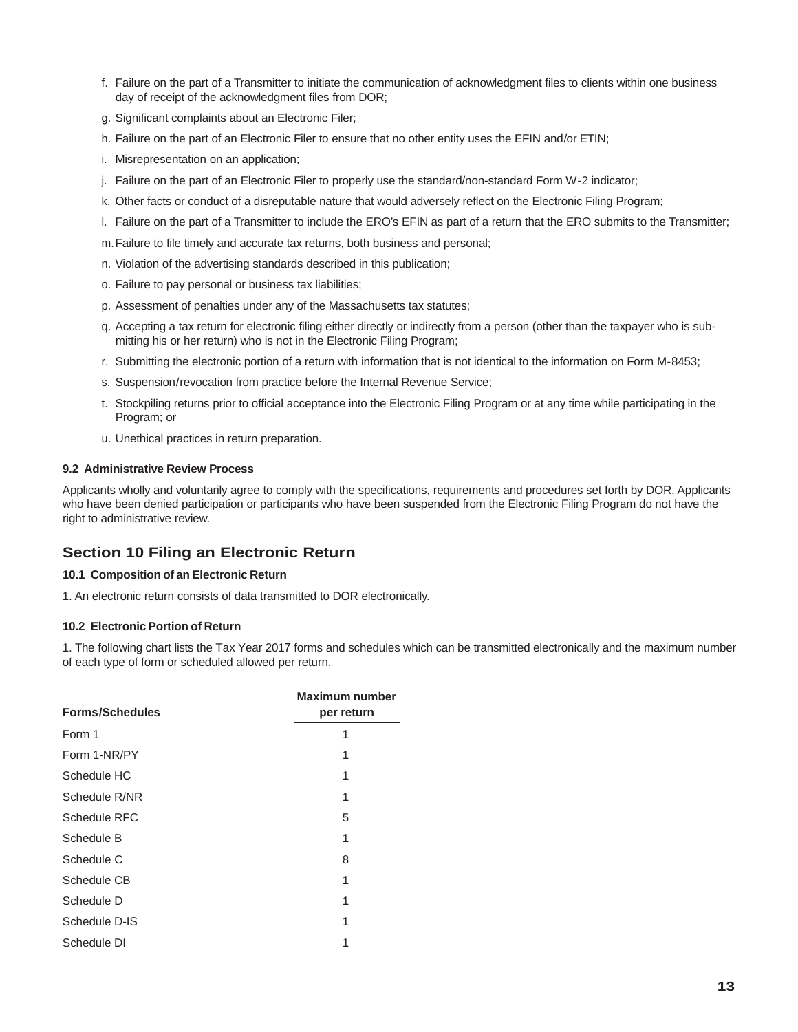f. Failure on the part of a Transmitter to initiate the communication of acknowledgment files to clients within one business day of receipt of the acknowledgment files from DOR;

g. Significant complaints about an Electronic Filer;

h. Failure on the part of an Electronic Filer to ensure that no other entity uses the EFIN and/or ETIN;

i. Misrepresentation on an application;

j. Failure on the part of an Electronic Filer to properly use the standard/non-standard Form W-2 indicator;

k. Other facts or conduct of a disreputable nature that would adversely reflect on the Electronic Filing Program;

l. Failure on the part of a Transmitter to include the ERO's EFIN as part of a return that the ERO submits to the Transmitter;

m. Failure to file timely and accurate tax returns, both business and personal;

n. Violation of the advertising standards described in this publication;

o. Failure to pay personal or business tax liabilities;

p. Assessment of penalties under any of the Massachusetts tax statutes;

q. Accepting a tax return for electronic filing either directly or indirectly from a person (other than the taxpayer who is submitting his or her return) who is not in the Electronic Filing Program;

r. Submitting the electronic portion of a return with information that is not identical to the information on Form M-8453;

s. Suspension/revocation from practice before the Internal Revenue Service;

t. Stockpiling returns prior to official acceptance into the Electronic Filing Program or at any time while participating in the Program; or

u. Unethical practices in return preparation.

#### 9.2 Administrative Review Process

Applicants wholly and voluntarily agree to comply with the specifications, requirements and procedures set forth by DOR. Applicants who have been denied participation or participants who have been suspended from the Electronic Filing Program do not have the right to administrative review.

## Section 10 Filing an Electronic Return

#### 10.1 Composition of an Electronic Return

1. An electronic return consists of data transmitted to DOR electronically.

#### 10.2 Electronic Portion of Return

1. The following chart lists the Tax Year 2017 forms and schedules which can be transmitted electronically and the maximum number of each type of form or scheduled allowed per return.

| Forms/Schedules | Maximum number per return |
|---|---|
| Form 1 | 1 |
| Form 1-NR/PY | 1 |
| Schedule HC | 1 |
| Schedule R/NR | 1 |
| Schedule RFC | 5 |
| Schedule B | 1 |
| Schedule C | 8 |
| Schedule CB | 1 |
| Schedule D | 1 |
| Schedule D-IS | 1 |
| Schedule DI | 1 |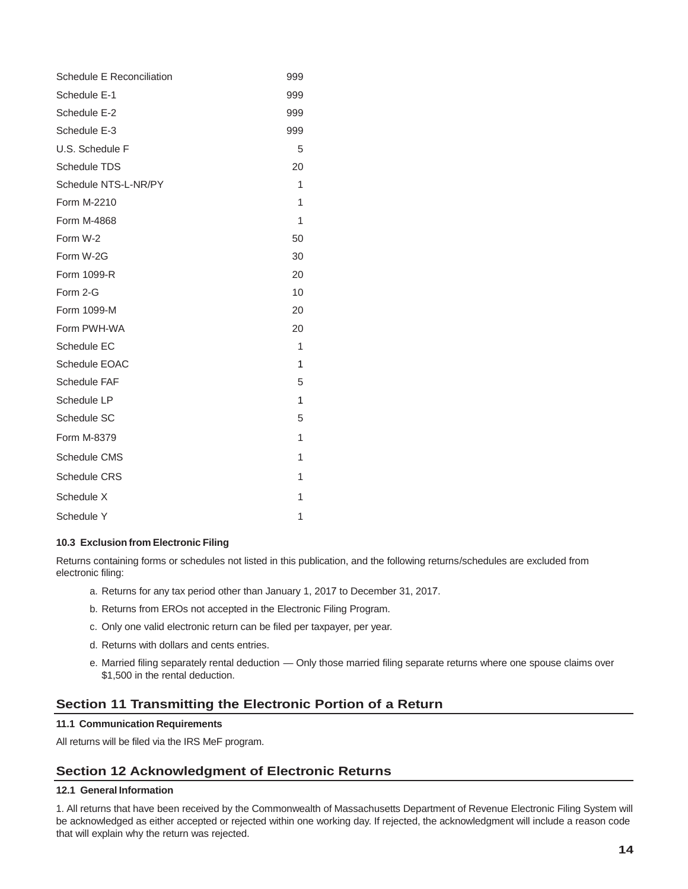| | |
|---|---|
| Schedule E Reconciliation | 999 |
| Schedule E-1 | 999 |
| Schedule E-2 | 999 |
| Schedule E-3 | 999 |
| U.S. Schedule F | 5 |
| Schedule TDS | 20 |
| Schedule NTS-L-NR/PY | 1 |
| Form M-2210 | 1 |
| Form M-4868 | 1 |
| Form W-2 | 50 |
| Form W-2G | 30 |
| Form 1099-R | 20 |
| Form 2-G | 10 |
| Form 1099-M | 20 |
| Form PWH-WA | 20 |
| Schedule EC | 1 |
| Schedule EOAC | 1 |
| Schedule FAF | 5 |
| Schedule LP | 1 |
| Schedule SC | 5 |
| Form M-8379 | 1 |
| Schedule CMS | 1 |
| Schedule CRS | 1 |
| Schedule X | 1 |
| Schedule Y | 1 |

**10.3 Exclusion from Electronic Filing**

Returns containing forms or schedules not listed in this publication, and the following returns/schedules are excluded from electronic filing:

a. Returns for any tax period other than January 1, 2017 to December 31, 2017.

b. Returns from EROs not accepted in the Electronic Filing Program.

c. Only one valid electronic return can be filed per taxpayer, per year.

d. Returns with dollars and cents entries.

e. Married filing separately rental deduction — Only those married filing separate returns where one spouse claims over $1,500 in the rental deduction.

## Section 11 Transmitting the Electronic Portion of a Return

**11.1 Communication Requirements**

All returns will be filed via the IRS MeF program.

## Section 12 Acknowledgment of Electronic Returns

**12.1 General Information**

1. All returns that have been received by the Commonwealth of Massachusetts Department of Revenue Electronic Filing System will be acknowledged as either accepted or rejected within one working day. If rejected, the acknowledgment will include a reason code that will explain why the return was rejected.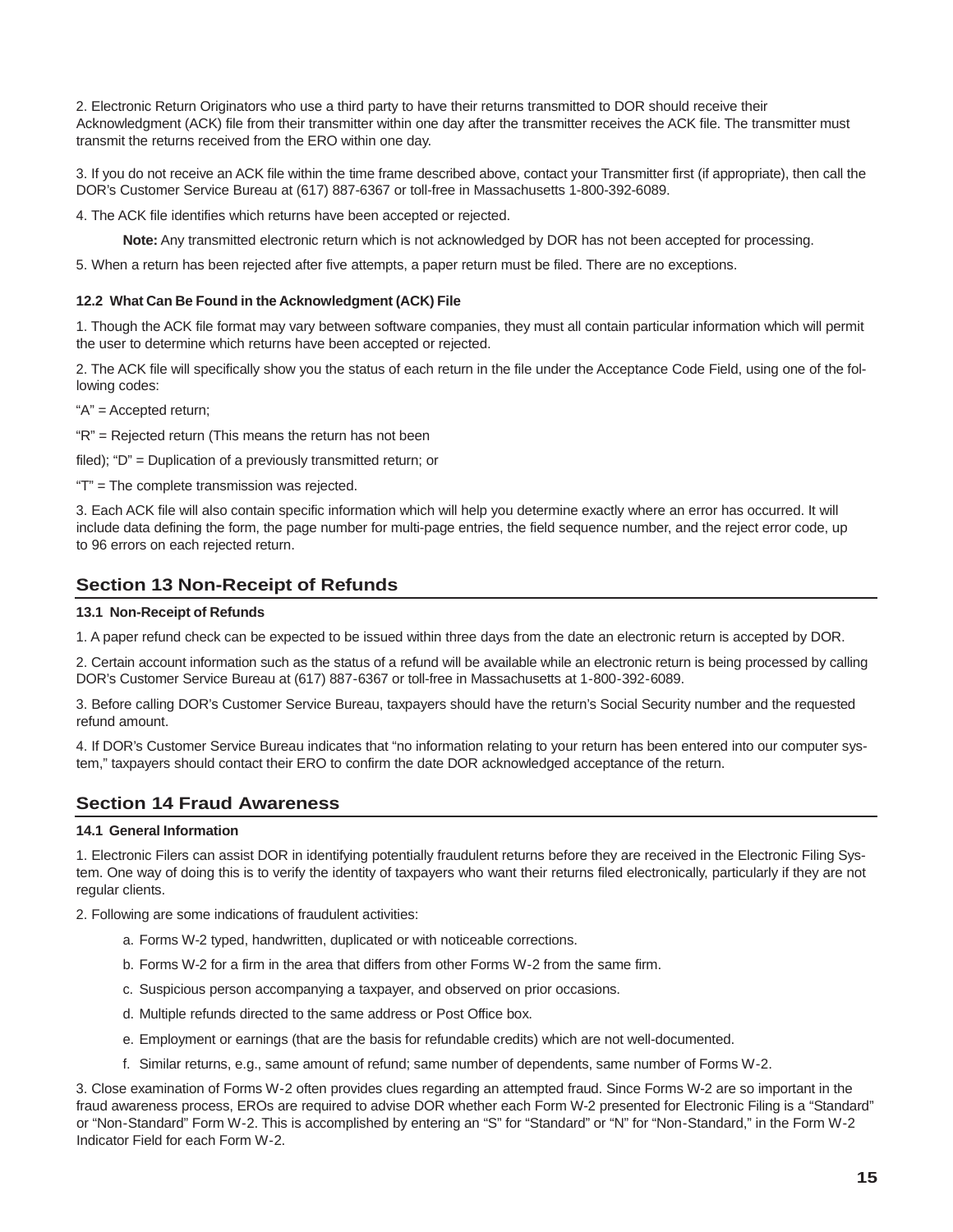2. Electronic Return Originators who use a third party to have their returns transmitted to DOR should receive their Acknowledgment (ACK) file from their transmitter within one day after the transmitter receives the ACK file. The transmitter must transmit the returns received from the ERO within one day.

3. If you do not receive an ACK file within the time frame described above, contact your Transmitter first (if appropriate), then call the DOR's Customer Service Bureau at (617) 887-6367 or toll-free in Massachusetts 1-800-392-6089.

4. The ACK file identifies which returns have been accepted or rejected.

**Note:** Any transmitted electronic return which is not acknowledged by DOR has not been accepted for processing.

5. When a return has been rejected after five attempts, a paper return must be filed. There are no exceptions.

#### 12.2 What Can Be Found in the Acknowledgment (ACK) File

1. Though the ACK file format may vary between software companies, they must all contain particular information which will permit the user to determine which returns have been accepted or rejected.

2. The ACK file will specifically show you the status of each return in the file under the Acceptance Code Field, using one of the following codes:

"A" = Accepted return;

"R" = Rejected return (This means the return has not been

filed); "D" = Duplication of a previously transmitted return; or

"T" = The complete transmission was rejected.

3. Each ACK file will also contain specific information which will help you determine exactly where an error has occurred. It will include data defining the form, the page number for multi-page entries, the field sequence number, and the reject error code, up to 96 errors on each rejected return.

## Section 13 Non-Receipt of Refunds

#### 13.1 Non-Receipt of Refunds

1. A paper refund check can be expected to be issued within three days from the date an electronic return is accepted by DOR.

2. Certain account information such as the status of a refund will be available while an electronic return is being processed by calling DOR's Customer Service Bureau at (617) 887-6367 or toll-free in Massachusetts at 1-800-392-6089.

3. Before calling DOR's Customer Service Bureau, taxpayers should have the return's Social Security number and the requested refund amount.

4. If DOR's Customer Service Bureau indicates that "no information relating to your return has been entered into our computer system," taxpayers should contact their ERO to confirm the date DOR acknowledged acceptance of the return.

## Section 14 Fraud Awareness

#### 14.1 General Information

1. Electronic Filers can assist DOR in identifying potentially fraudulent returns before they are received in the Electronic Filing System. One way of doing this is to verify the identity of taxpayers who want their returns filed electronically, particularly if they are not regular clients.

2. Following are some indications of fraudulent activities:

a. Forms W-2 typed, handwritten, duplicated or with noticeable corrections.

b. Forms W-2 for a firm in the area that differs from other Forms W-2 from the same firm.

c. Suspicious person accompanying a taxpayer, and observed on prior occasions.

d. Multiple refunds directed to the same address or Post Office box.

e. Employment or earnings (that are the basis for refundable credits) which are not well-documented.

f. Similar returns, e.g., same amount of refund; same number of dependents, same number of Forms W-2.

3. Close examination of Forms W-2 often provides clues regarding an attempted fraud. Since Forms W-2 are so important in the fraud awareness process, EROs are required to advise DOR whether each Form W-2 presented for Electronic Filing is a "Standard" or "Non-Standard" Form W-2. This is accomplished by entering an "S" for "Standard" or "N" for "Non-Standard," in the Form W-2 Indicator Field for each Form W-2.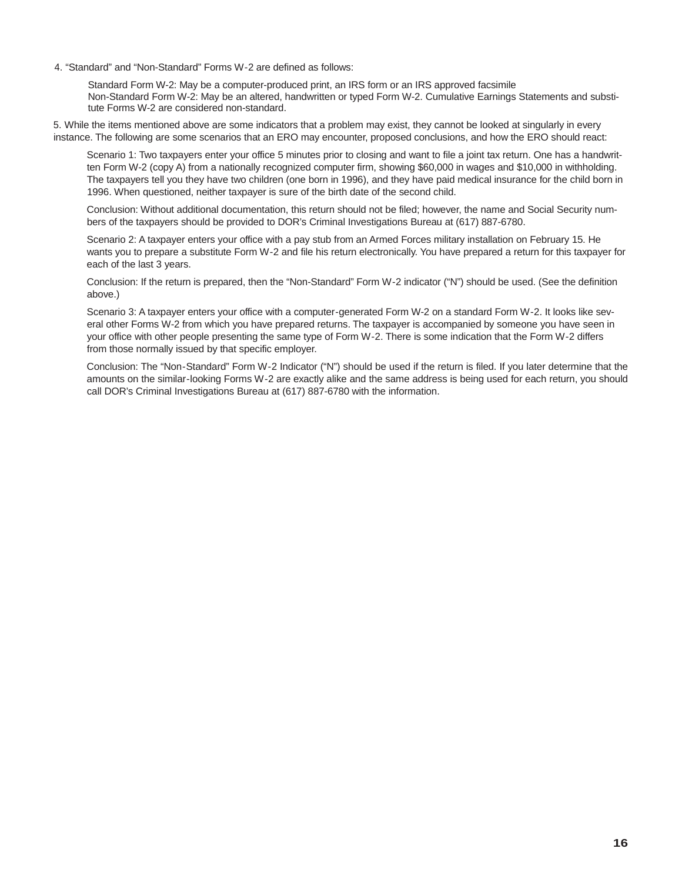4. "Standard" and "Non-Standard" Forms W-2 are defined as follows:

   Standard Form W-2: May be a computer-produced print, an IRS form or an IRS approved facsimile
   Non-Standard Form W-2: May be an altered, handwritten or typed Form W-2. Cumulative Earnings Statements and substitute Forms W-2 are considered non-standard.

5. While the items mentioned above are some indicators that a problem may exist, they cannot be looked at singularly in every instance. The following are some scenarios that an ERO may encounter, proposed conclusions, and how the ERO should react:

   Scenario 1: Two taxpayers enter your office 5 minutes prior to closing and want to file a joint tax return. One has a handwritten Form W-2 (copy A) from a nationally recognized computer firm, showing $60,000 in wages and $10,000 in withholding. The taxpayers tell you they have two children (one born in 1996), and they have paid medical insurance for the child born in 1996. When questioned, neither taxpayer is sure of the birth date of the second child.

   Conclusion: Without additional documentation, this return should not be filed; however, the name and Social Security numbers of the taxpayers should be provided to DOR's Criminal Investigations Bureau at (617) 887-6780.

   Scenario 2: A taxpayer enters your office with a pay stub from an Armed Forces military installation on February 15. He wants you to prepare a substitute Form W-2 and file his return electronically. You have prepared a return for this taxpayer for each of the last 3 years.

   Conclusion: If the return is prepared, then the "Non-Standard" Form W-2 indicator ("N") should be used. (See the definition above.)

   Scenario 3: A taxpayer enters your office with a computer-generated Form W-2 on a standard Form W-2. It looks like several other Forms W-2 from which you have prepared returns. The taxpayer is accompanied by someone you have seen in your office with other people presenting the same type of Form W-2. There is some indication that the Form W-2 differs from those normally issued by that specific employer.

   Conclusion: The "Non-Standard" Form W-2 Indicator ("N") should be used if the return is filed. If you later determine that the amounts on the similar-looking Forms W-2 are exactly alike and the same address is being used for each return, you should call DOR's Criminal Investigations Bureau at (617) 887-6780 with the information.